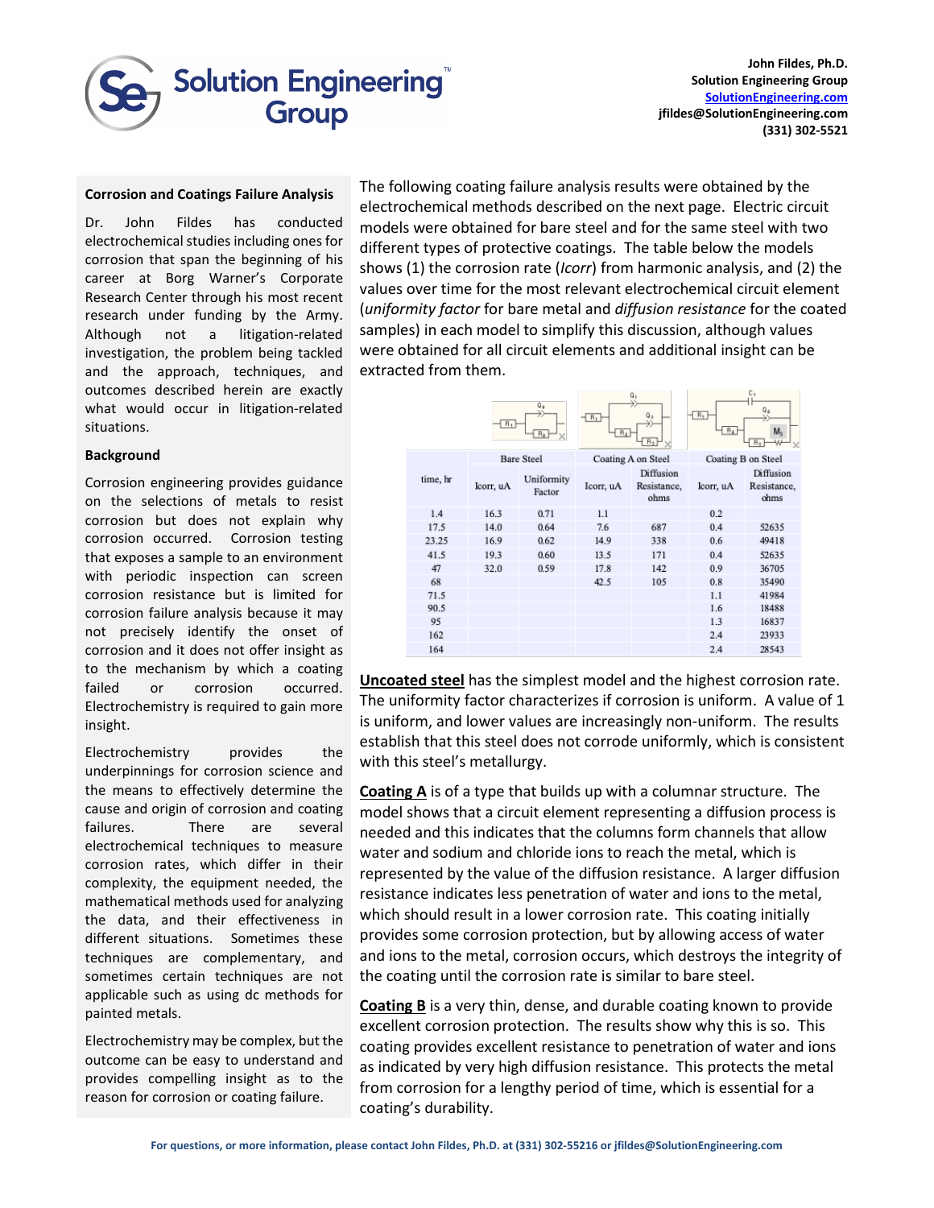John Fildes, Ph.D.
Solution Engineering Group
SolutionEngineering.com
jfildes@SolutionEngineering.com
(331) 302-5521

## Corrosion and Coatings Failure Analysis

Dr. John Fildes has conducted electrochemical studies including ones for corrosion that span the beginning of his career at Borg Warner's Corporate Research Center through his most recent research under funding by the Army. Although not a litigation-related investigation, the problem being tackled and the approach, techniques, and outcomes described herein are exactly what would occur in litigation-related situations.

## Background

Corrosion engineering provides guidance on the selections of metals to resist corrosion but does not explain why corrosion occurred. Corrosion testing that exposes a sample to an environment with periodic inspection can screen corrosion resistance but is limited for corrosion failure analysis because it may not precisely identify the onset of corrosion and it does not offer insight as to the mechanism by which a coating failed or corrosion occurred. Electrochemistry is required to gain more insight.

Electrochemistry provides the underpinnings for corrosion science and the means to effectively determine the cause and origin of corrosion and coating failures. There are several electrochemical techniques to measure corrosion rates, which differ in their complexity, the equipment needed, the mathematical methods used for analyzing the data, and their effectiveness in different situations. Sometimes these techniques are complementary, and sometimes certain techniques are not applicable such as using dc methods for painted metals.

Electrochemistry may be complex, but the outcome can be easy to understand and provides compelling insight as to the reason for corrosion or coating failure.

The following coating failure analysis results were obtained by the electrochemical methods described on the next page. Electric circuit models were obtained for bare steel and for the same steel with two different types of protective coatings. The table below the models shows (1) the corrosion rate (*Icorr*) from harmonic analysis, and (2) the values over time for the most relevant electrochemical circuit element (*uniformity factor* for bare metal and *diffusion resistance* for the coated samples) in each model to simplify this discussion, although values were obtained for all circuit elements and additional insight can be extracted from them.

| | Bare Steel | | Coating A on Steel | | Coating B on Steel | |
|---|---|---|---|---|---|---|
| time, hr | Icorr, uA | Uniformity Factor | Icorr, uA | Diffusion Resistance, ohms | Icorr, uA | Diffusion Resistance, ohms |
| 1.4 | 16.3 | 0.71 | 1.1 | | 0.2 | |
| 17.5 | 14.0 | 0.64 | 7.6 | 687 | 0.4 | 52635 |
| 23.25 | 16.9 | 0.62 | 14.9 | 338 | 0.6 | 49418 |
| 41.5 | 19.3 | 0.60 | 13.5 | 171 | 0.4 | 52635 |
| 47 | 32.0 | 0.59 | 17.8 | 142 | 0.9 | 36705 |
| 68 | | | 42.5 | 105 | 0.8 | 35490 |
| 71.5 | | | | | 1.1 | 41984 |
| 90.5 | | | | | 1.6 | 18488 |
| 95 | | | | | 1.3 | 16837 |
| 162 | | | | | 2.4 | 23933 |
| 164 | | | | | 2.4 | 28543 |

**Uncoated steel** has the simplest model and the highest corrosion rate. The uniformity factor characterizes if corrosion is uniform. A value of 1 is uniform, and lower values are increasingly non-uniform. The results establish that this steel does not corrode uniformly, which is consistent with this steel's metallurgy.

**Coating A** is of a type that builds up with a columnar structure. The model shows that a circuit element representing a diffusion process is needed and this indicates that the columns form channels that allow water and sodium and chloride ions to reach the metal, which is represented by the value of the diffusion resistance. A larger diffusion resistance indicates less penetration of water and ions to the metal, which should result in a lower corrosion rate. This coating initially provides some corrosion protection, but by allowing access of water and ions to the metal, corrosion occurs, which destroys the integrity of the coating until the corrosion rate is similar to bare steel.

**Coating B** is a very thin, dense, and durable coating known to provide excellent corrosion protection. The results show why this is so. This coating provides excellent resistance to penetration of water and ions as indicated by very high diffusion resistance. This protects the metal from corrosion for a lengthy period of time, which is essential for a coating's durability.

For questions, or more information, please contact John Fildes, Ph.D. at (331) 302-55216 or jfildes@SolutionEngineering.com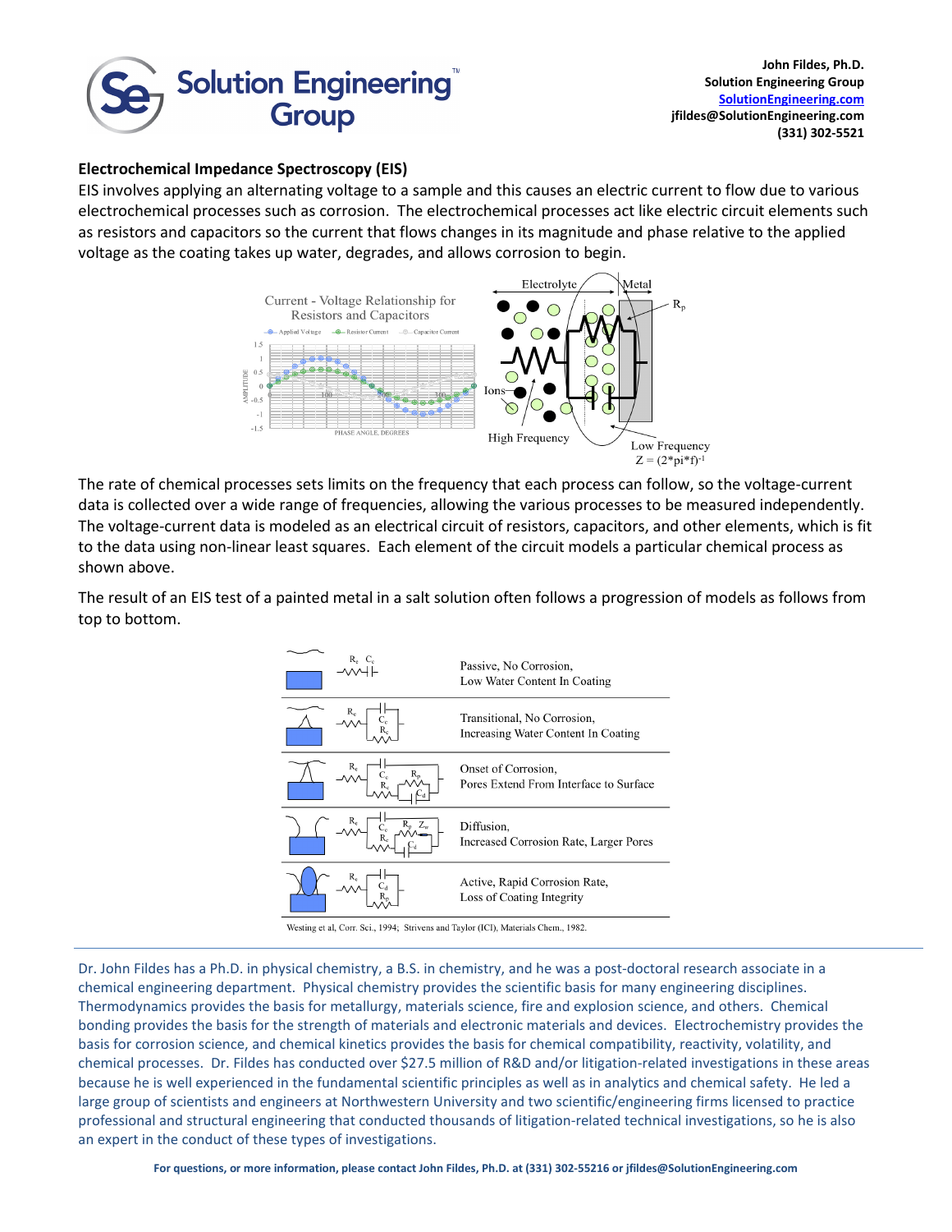**Electrochemical Impedance Spectroscopy (EIS)**

EIS involves applying an alternating voltage to a sample and this causes an electric current to flow due to various electrochemical processes such as corrosion. The electrochemical processes act like electric circuit elements such as resistors and capacitors so the current that flows changes in its magnitude and phase relative to the applied voltage as the coating takes up water, degrades, and allows corrosion to begin.

Current - Voltage Relationship for Resistors and Capacitors

Applied Voltage — Resistor Current — Capacitor Current

1.5
1
0.5
0
-0.5
-1
-1.5

AMPLITUDE

100
200
300

PHASE ANGLE, DEGREES

Electrolyte
Metal
$R_p$
Ions
High Frequency
Low Frequency
$Z = (2{*}pi{*}f)^{-1}$

The rate of chemical processes sets limits on the frequency that each process can follow, so the voltage-current data is collected over a wide range of frequencies, allowing the various processes to be measured independently. The voltage-current data is modeled as an electrical circuit of resistors, capacitors, and other elements, which is fit to the data using non-linear least squares. Each element of the circuit models a particular chemical process as shown above.

The result of an EIS test of a painted metal in a salt solution often follows a progression of models as follows from top to bottom.

| | | |
|---|---|---|
| | $R_e$ $C_c$ | Passive, No Corrosion, Low Water Content In Coating |
| | $R_e$ $C_c$ $R_c$ | Transitional, No Corrosion, Increasing Water Content In Coating |
| | $R_e$ $C_c$ $R_c$ $R_p$ $C_d$ | Onset of Corrosion, Pores Extend From Interface to Surface |
| | $R_e$ $C_c$ $R_c$ $R_p$ $Z_w$ $C_d$ | Diffusion, Increased Corrosion Rate, Larger Pores |
| | $R_e$ $C_d$ $R_p$ | Active, Rapid Corrosion Rate, Loss of Coating Integrity |

Westing et al, Corr. Sci., 1994; Strivens and Taylor (ICI), Materials Chem., 1982.

Dr. John Fildes has a Ph.D. in physical chemistry, a B.S. in chemistry, and he was a post-doctoral research associate in a chemical engineering department. Physical chemistry provides the scientific basis for many engineering disciplines. Thermodynamics provides the basis for metallurgy, materials science, fire and explosion science, and others. Chemical bonding provides the basis for the strength of materials and electronic materials and devices. Electrochemistry provides the basis for corrosion science, and chemical kinetics provides the basis for chemical compatibility, reactivity, volatility, and chemical processes. Dr. Fildes has conducted over $27.5 million of R&D and/or litigation-related investigations in these areas because he is well experienced in the fundamental scientific principles as well as in analytics and chemical safety. He led a large group of scientists and engineers at Northwestern University and two scientific/engineering firms licensed to practice professional and structural engineering that conducted thousands of litigation-related technical investigations, so he is also an expert in the conduct of these types of investigations.

**For questions, or more information, please contact John Fildes, Ph.D. at (331) 302-55216 or jfildes@SolutionEngineering.com**